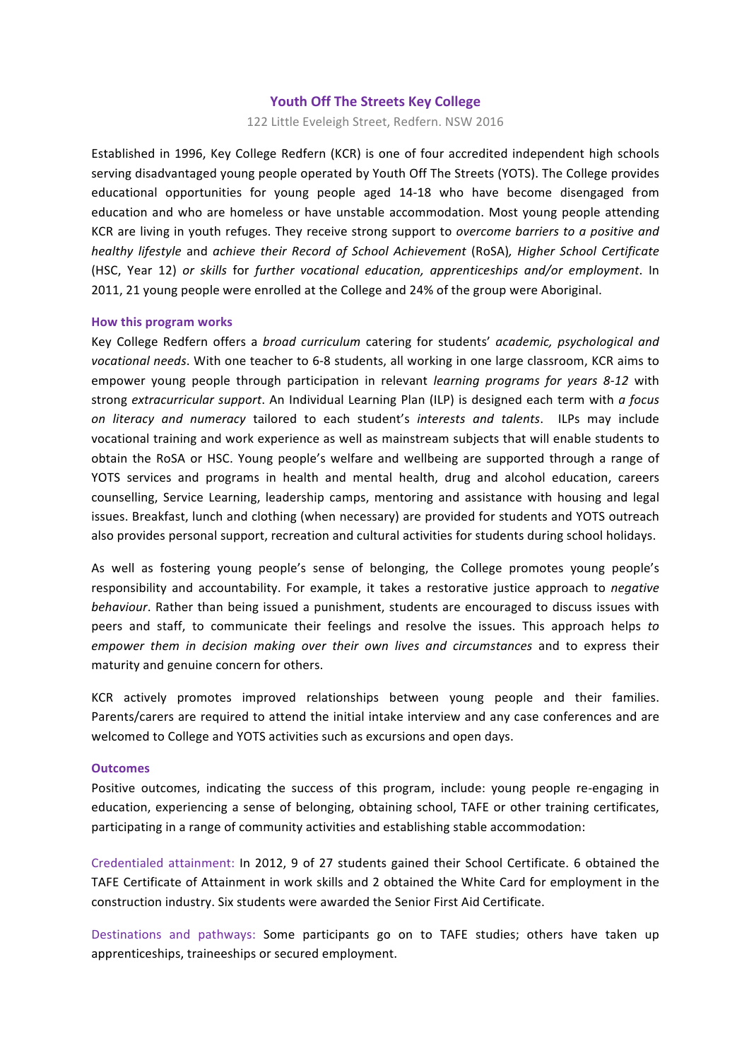# Youth Off The Streets Key College

122 Little Eveleigh Street, Redfern. NSW 2016

Established in 1996, Key College Redfern (KCR) is one of four accredited independent high schools serving disadvantaged young people operated by Youth Off The Streets (YOTS). The College provides educational opportunities for young people aged 14-18 who have become disengaged from education and who are homeless or have unstable accommodation. Most young people attending KCR are living in youth refuges. They receive strong support to *overcome barriers to a positive and healthy lifestyle* and *achieve their Record of School Achievement* (RoSA), *Higher School Certificate* (HSC, Year 12) *or skills* for *further vocational education, apprenticeships and/or employment*. In 2011, 21 young people were enrolled at the College and 24% of the group were Aboriginal.

## How this program works

Key College Redfern offers a *broad curriculum* catering for students' *academic, psychological and vocational needs*. With one teacher to 6-8 students, all working in one large classroom, KCR aims to empower young people through participation in relevant *learning programs for years 8-12* with strong *extracurricular support*. An Individual Learning Plan (ILP) is designed each term with *a focus on literacy and numeracy* tailored to each student's *interests and talents*. ILPs may include vocational training and work experience as well as mainstream subjects that will enable students to obtain the RoSA or HSC. Young people's welfare and wellbeing are supported through a range of YOTS services and programs in health and mental health, drug and alcohol education, careers counselling, Service Learning, leadership camps, mentoring and assistance with housing and legal issues. Breakfast, lunch and clothing (when necessary) are provided for students and YOTS outreach also provides personal support, recreation and cultural activities for students during school holidays.

As well as fostering young people's sense of belonging, the College promotes young people's responsibility and accountability. For example, it takes a restorative justice approach to *negative behaviour*. Rather than being issued a punishment, students are encouraged to discuss issues with peers and staff, to communicate their feelings and resolve the issues. This approach helps *to empower them in decision making over their own lives and circumstances* and to express their maturity and genuine concern for others.

KCR actively promotes improved relationships between young people and their families. Parents/carers are required to attend the initial intake interview and any case conferences and are welcomed to College and YOTS activities such as excursions and open days.

## Outcomes

Positive outcomes, indicating the success of this program, include: young people re-engaging in education, experiencing a sense of belonging, obtaining school, TAFE or other training certificates, participating in a range of community activities and establishing stable accommodation:

Credentialed attainment: In 2012, 9 of 27 students gained their School Certificate. 6 obtained the TAFE Certificate of Attainment in work skills and 2 obtained the White Card for employment in the construction industry. Six students were awarded the Senior First Aid Certificate.

Destinations and pathways: Some participants go on to TAFE studies; others have taken up apprenticeships, traineeships or secured employment.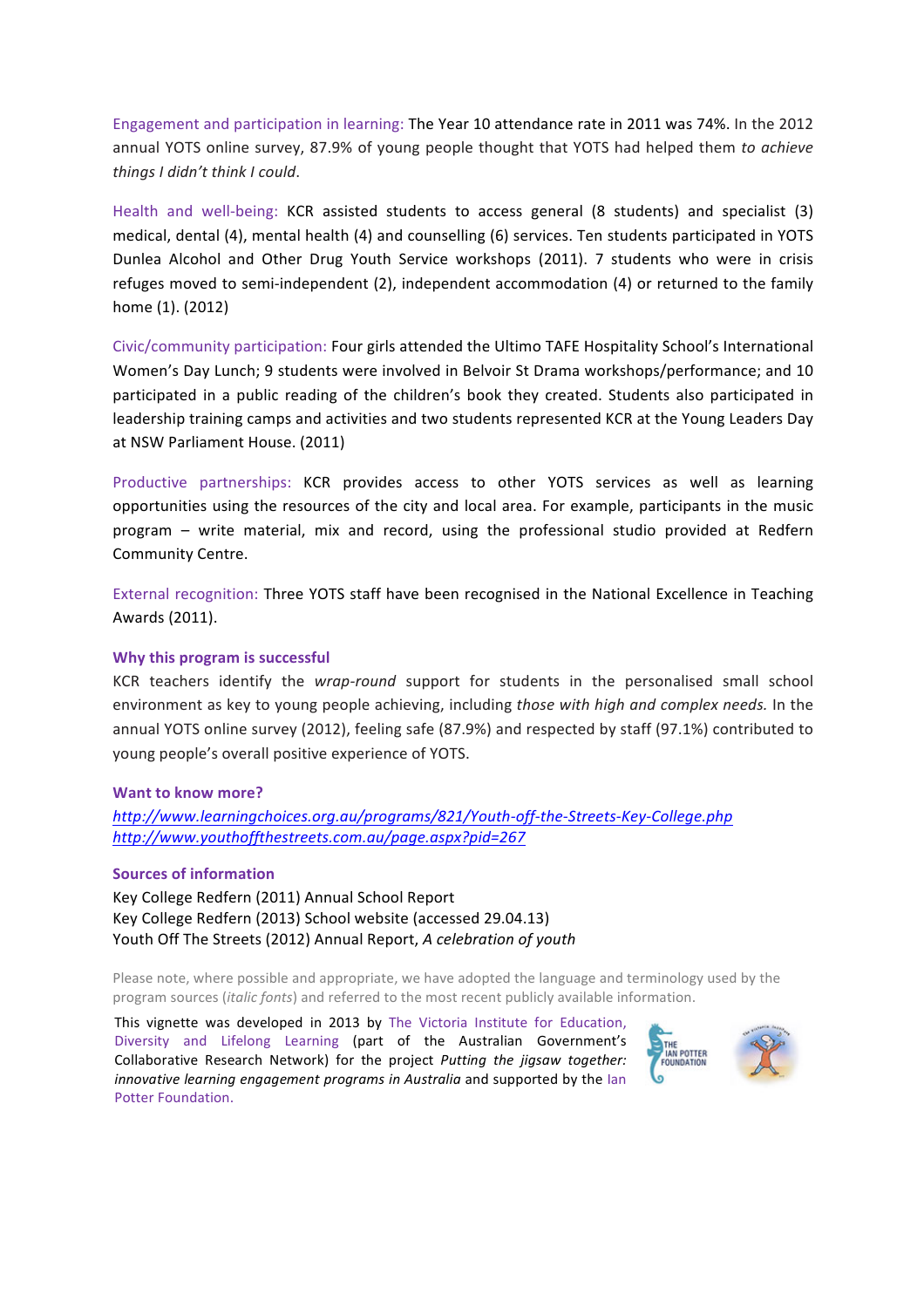Engagement and participation in learning: The Year 10 attendance rate in 2011 was 74%. In the 2012 annual YOTS online survey, 87.9% of young people thought that YOTS had helped them *to achieve things I didn't think I could*.

Health and well-being: KCR assisted students to access general (8 students) and specialist (3) medical, dental (4), mental health (4) and counselling (6) services. Ten students participated in YOTS Dunlea Alcohol and Other Drug Youth Service workshops (2011). 7 students who were in crisis refuges moved to semi-independent (2), independent accommodation (4) or returned to the family home (1). (2012)

Civic/community participation: Four girls attended the Ultimo TAFE Hospitality School's International Women's Day Lunch; 9 students were involved in Belvoir St Drama workshops/performance; and 10 participated in a public reading of the children's book they created. Students also participated in leadership training camps and activities and two students represented KCR at the Young Leaders Day at NSW Parliament House. (2011)

Productive partnerships: KCR provides access to other YOTS services as well as learning opportunities using the resources of the city and local area. For example, participants in the music program – write material, mix and record, using the professional studio provided at Redfern Community Centre.

External recognition: Three YOTS staff have been recognised in the National Excellence in Teaching Awards (2011).

### Why this program is successful

KCR teachers identify the *wrap-round* support for students in the personalised small school environment as key to young people achieving, including *those with high and complex needs.* In the annual YOTS online survey (2012), feeling safe (87.9%) and respected by staff (97.1%) contributed to young people's overall positive experience of YOTS.

### Want to know more?

*http://www.learningchoices.org.au/programs/821/Youth-off-the-Streets-Key-College.php*
*http://www.youthoffthestreets.com.au/page.aspx?pid=267*

### Sources of information

Key College Redfern (2011) Annual School Report
Key College Redfern (2013) School website (accessed 29.04.13)
Youth Off The Streets (2012) Annual Report, *A celebration of youth*

Please note, where possible and appropriate, we have adopted the language and terminology used by the program sources (*italic fonts*) and referred to the most recent publicly available information.

This vignette was developed in 2013 by The Victoria Institute for Education, Diversity and Lifelong Learning (part of the Australian Government's Collaborative Research Network) for the project *Putting the jigsaw together: innovative learning engagement programs in Australia* and supported by the Ian Potter Foundation.